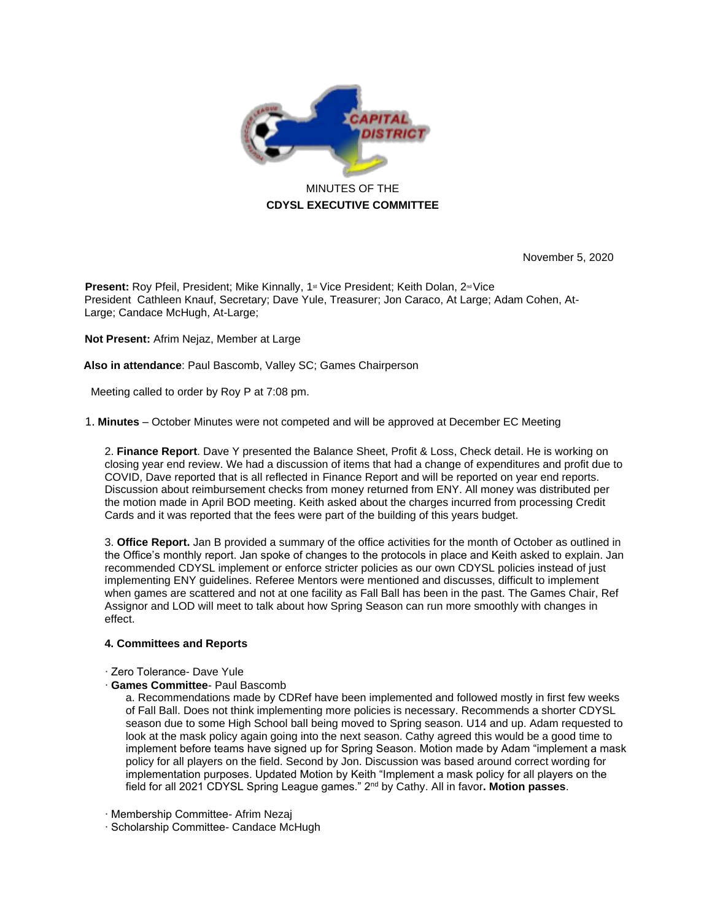MINUTES OF THE

**CDYSL EXECUTIVE COMMITTEE**

November 5, 2020

**Present:** Roy Pfeil, President; Mike Kinnally, 1st Vice President; Keith Dolan, 2nd Vice President Cathleen Knauf, Secretary; Dave Yule, Treasurer; Jon Caraco, At Large; Adam Cohen, At-Large; Candace McHugh, At-Large;

**Not Present:** Afrim Nejaz, Member at Large

**Also in attendance**: Paul Bascomb, Valley SC; Games Chairperson

Meeting called to order by Roy P at 7:08 pm.

1. **Minutes** – October Minutes were not competed and will be approved at December EC Meeting

2. **Finance Report**. Dave Y presented the Balance Sheet, Profit & Loss, Check detail. He is working on closing year end review. We had a discussion of items that had a change of expenditures and profit due to COVID, Dave reported that is all reflected in Finance Report and will be reported on year end reports. Discussion about reimbursement checks from money returned from ENY. All money was distributed per the motion made in April BOD meeting. Keith asked about the charges incurred from processing Credit Cards and it was reported that the fees were part of the building of this years budget.

3. **Office Report.** Jan B provided a summary of the office activities for the month of October as outlined in the Office's monthly report. Jan spoke of changes to the protocols in place and Keith asked to explain. Jan recommended CDYSL implement or enforce stricter policies as our own CDYSL policies instead of just implementing ENY guidelines. Referee Mentors were mentioned and discusses, difficult to implement when games are scattered and not at one facility as Fall Ball has been in the past. The Games Chair, Ref Assignor and LOD will meet to talk about how Spring Season can run more smoothly with changes in effect.

**4. Committees and Reports**

· Zero Tolerance- Dave Yule

· **Games Committee**- Paul Bascomb

a. Recommendations made by CDRef have been implemented and followed mostly in first few weeks of Fall Ball. Does not think implementing more policies is necessary. Recommends a shorter CDYSL season due to some High School ball being moved to Spring season. U14 and up. Adam requested to look at the mask policy again going into the next season. Cathy agreed this would be a good time to implement before teams have signed up for Spring Season. Motion made by Adam "implement a mask policy for all players on the field. Second by Jon. Discussion was based around correct wording for implementation purposes. Updated Motion by Keith "Implement a mask policy for all players on the field for all 2021 CDYSL Spring League games." 2nd by Cathy. All in favor**. Motion passes**.

· Membership Committee- Afrim Nezaj

· Scholarship Committee- Candace McHugh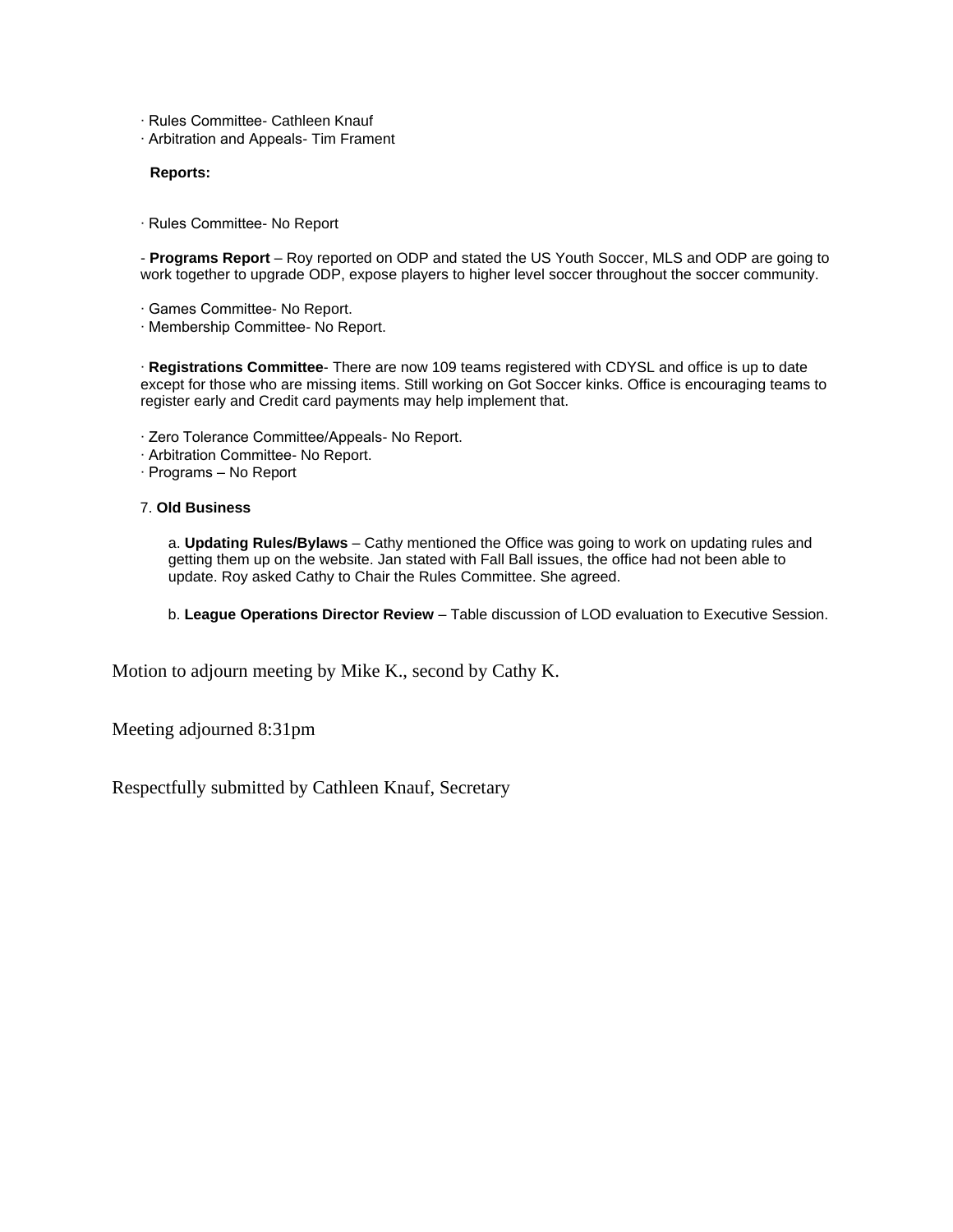· Rules Committee- Cathleen Knauf
· Arbitration and Appeals- Tim Frament

**Reports:**

· Rules Committee- No Report

- **Programs Report** – Roy reported on ODP and stated the US Youth Soccer, MLS and ODP are going to work together to upgrade ODP, expose players to higher level soccer throughout the soccer community.

· Games Committee- No Report.
· Membership Committee- No Report.

· **Registrations Committee**- There are now 109 teams registered with CDYSL and office is up to date except for those who are missing items. Still working on Got Soccer kinks. Office is encouraging teams to register early and Credit card payments may help implement that.

· Zero Tolerance Committee/Appeals- No Report.
· Arbitration Committee- No Report.
· Programs – No Report

7. **Old Business**

a. **Updating Rules/Bylaws** – Cathy mentioned the Office was going to work on updating rules and getting them up on the website. Jan stated with Fall Ball issues, the office had not been able to update. Roy asked Cathy to Chair the Rules Committee. She agreed.

b. **League Operations Director Review** – Table discussion of LOD evaluation to Executive Session.

Motion to adjourn meeting by Mike K., second by Cathy K.

Meeting adjourned 8:31pm

Respectfully submitted by Cathleen Knauf, Secretary